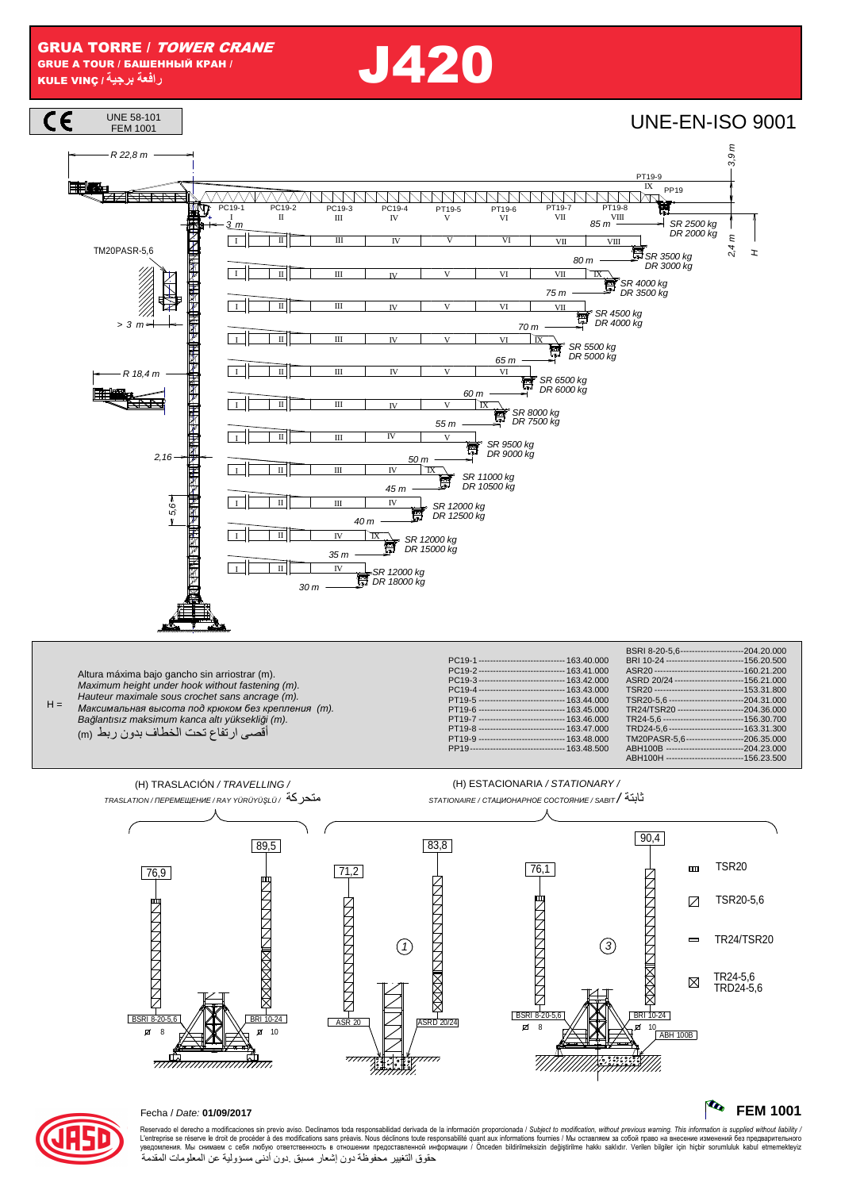# GRUA TORRE / *TOWER CRANE*

**GRUE A TOUR / БАШЕННЫЙ КРАН / KULE VINÇ / رافعة برجية**

# J420

UNE 58-101
FEM 1001

UNE-EN-ISO 9001

R 22,8 m

TM20PASR-5,6

> 3 m

R 18,4 m

2,16

5,6

3 m

3,9 m

2,4 m

H

PC19-1 I, PC19-2 II, PC19-3 III, PC19-4 IV, PT19-5 V, PT19-6 VI, PT19-7 VII, PT19-8 VIII, PT19-9 IX, PP19

| Jib length | SR | DR |
|---|---|---|
| 85 m | SR 2500 kg | DR 2000 kg |
| 80 m | SR 3500 kg | DR 3000 kg |
| 75 m | SR 4000 kg | DR 3500 kg |
| 70 m | SR 4500 kg | DR 4000 kg |
| 65 m | SR 5500 kg | DR 5000 kg |
| 60 m | SR 6500 kg | DR 6000 kg |
| 55 m | SR 8000 kg | DR 7500 kg |
| 50 m | SR 9500 kg | DR 9000 kg |
| 45 m | SR 11000 kg | DR 10500 kg |
| 40 m | SR 12000 kg | DR 12500 kg |
| 35 m | SR 12000 kg | DR 15000 kg |
| 30 m | SR 12000 kg | DR 18000 kg |

H =

Altura máxima bajo gancho sin arriostrar (m).
*Maximum height under hook without fastening (m).*
*Hauteur maximale sous crochet sans ancrage (m).*
*Максимальная высота под крюком без крепления (m).*
*Bağlantısız maksimum kanca altı yüksekliği (m).*
أقصى ارتفاع تحت الخطاف بدون ربط (m)

| | |
|---|---|
| PC19-1 | 163.40.000 |
| PC19-2 | 163.41.000 |
| PC19-3 | 163.42.000 |
| PC19-4 | 163.43.000 |
| PT19-5 | 163.44.000 |
| PT19-6 | 163.45.000 |
| PT19-7 | 163.46.000 |
| PT19-8 | 163.47.000 |
| PT19-9 | 163.48.000 |
| PP19 | 163.48.500 |

| | |
|---|---|
| BSRI 8-20-5,6 | 204.20.000 |
| BRI 10-24 | 156.20.500 |
| ASR20 | 160.21.200 |
| ASRD 20/24 | 156.21.000 |
| TSR20 | 153.31.800 |
| TSR20-5,6 | 204.31.000 |
| TR24/TSR20 | 204.36.000 |
| TR24-5,6 | 156.30.700 |
| TRD24-5,6 | 163.31.300 |
| TM20PASR-5,6 | 206.35.000 |
| ABH100B | 204.23.000 |
| ABH100H | 156.23.500 |

(H) TRASLACIÓN / *TRAVELLING / TRASLATION / ПЕРЕМЕЩЕНИЕ / RAY YÜRÜYÜŞLÜ /* متحركة

(H) ESTACIONARIA / *STATIONARY / STATIONAIRE / СТАЦИОНАРНОЕ СОСТОЯНИЕ / SABIT /* ثابتة

76,9 — BSRI 8-20-5,6 — Ø 8
89,5 — BRI 10-24 — Ø 10
71,2 — ASR 20 — ①
83,8 — ASRD 20/24
76,1 — BSRI 8-20-5,6 — Ø 8 — ③
90,4 — BRI 10-24 — Ø 10 — ABH 100B

- TSR20
- TSR20-5,6
- TR24/TSR20
- TR24-5,6 / TRD24-5,6

Fecha / *Date:* **01/09/2017**

**FEM 1001**

Reservado el derecho a modificaciones sin previo aviso. Declinamos toda responsabilidad derivada de la información proporcionada / *Subject to modification, without previous warning. This information is supplied without liability /* L'entreprise se réserve le droit de procéder à des modifications sans préavis. Nous déclinons toute responsabilité quant aux informations fournies / Мы оставляем за собой право на внесение изменений без предварительного уведомления. Мы снимаем с себя любую ответственность в отношении предоставленной информации / Önceden bildirilmeksizin değiştirilme hakkı saklıdır. Verilen bilgiler için hiçbir sorumluluk kabul etmemekteyiz
حقوق التغيير محفوظة دون إشعار مسبق .دون أدنى مسؤولية عن المعلومات المقدمة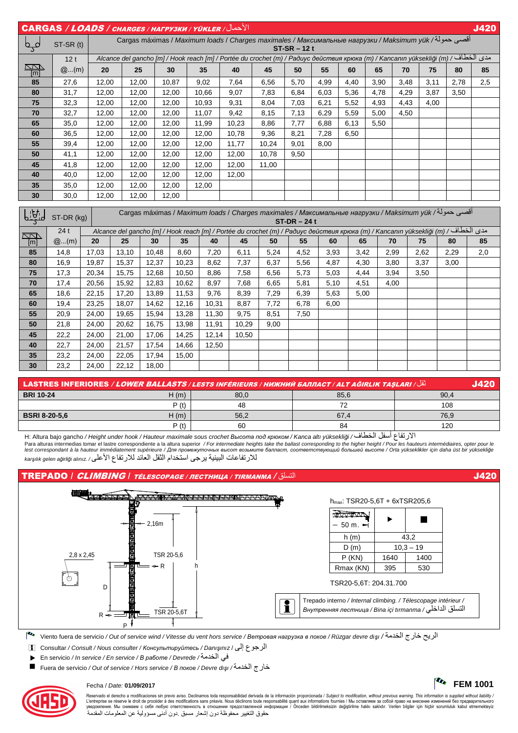## CARGAS / *LOADS* / *CHARGES* / *НАГРУЗКИ* / *YÜKLER* / الأحمال — J420

| ST-SR (t) | | Cargas máximas / *Maximum loads* / *Charges maximales* / *Максимальные нагрузки* / *Maksimum yük* / أقصى حمولة — ST-SR – 12 t | | | | | | | | | | | | | |
|---|---|---|---|---|---|---|---|---|---|---|---|---|---|---|---|
| | 12 t | Alcance del gancho [m] / *Hook reach [m]* / *Portée du crochet (m)* / *Радиус действия крюка (m)* / *Kancanın yüksekliği (m)* / مدى الخطاف | | | | | | | | | | | | | |
| [m] | @...(m) | 20 | 25 | 30 | 35 | 40 | 45 | 50 | 55 | 60 | 65 | 70 | 75 | 80 | 85 |
| **85** | 27,6 | 12,00 | 12,00 | 10,87 | 9,02 | 7,64 | 6,56 | 5,70 | 4,99 | 4,40 | 3,90 | 3,48 | 3,11 | 2,78 | 2,5 |
| **80** | 31,7 | 12,00 | 12,00 | 12,00 | 10,66 | 9,07 | 7,83 | 6,84 | 6,03 | 5,36 | 4,78 | 4,29 | 3,87 | 3,50 | |
| **75** | 32,3 | 12,00 | 12,00 | 12,00 | 10,93 | 9,31 | 8,04 | 7,03 | 6,21 | 5,52 | 4,93 | 4,43 | 4,00 | | |
| **70** | 32,7 | 12,00 | 12,00 | 12,00 | 11,07 | 9,42 | 8,15 | 7,13 | 6,29 | 5,59 | 5,00 | 4,50 | | | |
| **65** | 35,0 | 12,00 | 12,00 | 12,00 | 11,99 | 10,23 | 8,86 | 7,77 | 6,88 | 6,13 | 5,50 | | | | |
| **60** | 36,5 | 12,00 | 12,00 | 12,00 | 12,00 | 10,78 | 9,36 | 8,21 | 7,28 | 6,50 | | | | | |
| **55** | 39,4 | 12,00 | 12,00 | 12,00 | 12,00 | 11,77 | 10,24 | 9,01 | 8,00 | | | | | | |
| **50** | 41,1 | 12,00 | 12,00 | 12,00 | 12,00 | 12,00 | 10,78 | 9,50 | | | | | | | |
| **45** | 41,8 | 12,00 | 12,00 | 12,00 | 12,00 | 12,00 | 11,00 | | | | | | | | |
| **40** | 40,0 | 12,00 | 12,00 | 12,00 | 12,00 | 12,00 | | | | | | | | | |
| **35** | 35,0 | 12,00 | 12,00 | 12,00 | 12,00 | | | | | | | | | | |
| **30** | 30,0 | 12,00 | 12,00 | 12,00 | | | | | | | | | | | |

| ST-DR (kg) | | Cargas máximas / *Maximum loads* / *Charges maximales* / *Максимальные нагрузки* / *Maksimum yük* / أقصى حمولة — ST-DR – 24 t | | | | | | | | | | | | | |
|---|---|---|---|---|---|---|---|---|---|---|---|---|---|---|---|
| | 24 t | Alcance del gancho [m] / *Hook reach [m]* / *Portée du crochet (m)* / *Радиус действия крюка (m)* / *Kancanın yüksekliği (m)* / مدى الخطاف | | | | | | | | | | | | | |
| [m] | @...(m) | 20 | 25 | 30 | 35 | 40 | 45 | 50 | 55 | 60 | 65 | 70 | 75 | 80 | 85 |
| **85** | 14,8 | 17,03 | 13,10 | 10,48 | 8,60 | 7,20 | 6,11 | 5,24 | 4,52 | 3,93 | 3,42 | 2,99 | 2,62 | 2,29 | 2,0 |
| **80** | 16,9 | 19,87 | 15,37 | 12,37 | 10,23 | 8,62 | 7,37 | 6,37 | 5,56 | 4,87 | 4,30 | 3,80 | 3,37 | 3,00 | |
| **75** | 17,3 | 20,34 | 15,75 | 12,68 | 10,50 | 8,86 | 7,58 | 6,56 | 5,73 | 5,03 | 4,44 | 3,94 | 3,50 | | |
| **70** | 17,4 | 20,56 | 15,92 | 12,83 | 10,62 | 8,97 | 7,68 | 6,65 | 5,81 | 5,10 | 4,51 | 4,00 | | | |
| **65** | 18,6 | 22,15 | 17,20 | 13,89 | 11,53 | 9,76 | 8,39 | 7,29 | 6,39 | 5,63 | 5,00 | | | | |
| **60** | 19,4 | 23,25 | 18,07 | 14,62 | 12,16 | 10,31 | 8,87 | 7,72 | 6,78 | 6,00 | | | | | |
| **55** | 20,9 | 24,00 | 19,65 | 15,94 | 13,28 | 11,30 | 9,75 | 8,51 | 7,50 | | | | | | |
| **50** | 21,8 | 24,00 | 20,62 | 16,75 | 13,98 | 11,91 | 10,29 | 9,00 | | | | | | | |
| **45** | 22,2 | 24,00 | 21,00 | 17,06 | 14,25 | 12,14 | 10,50 | | | | | | | | |
| **40** | 22,7 | 24,00 | 21,57 | 17,54 | 14,66 | 12,50 | | | | | | | | | |
| **35** | 23,2 | 24,00 | 22,05 | 17,94 | 15,00 | | | | | | | | | | |
| **30** | 23,2 | 24,00 | 22,12 | 18,00 | | | | | | | | | | | |

## LASTRES INFERIORES / *LOWER BALLASTS* / *LESTS INFÉRIEURS* / *НИЖНИЙ БАЛЛАСТ* / *ALT AĞIRLIK TAŞLARI* / ثقل — J420

| | | | | |
|---|---|---|---|---|
| **BRI 10-24** | H (m) | 80,0 | 85,6 | 90,4 |
| | P (t) | 48 | 72 | 108 |
| **BSRI 8-20-5,6** | H (m) | 56,2 | 67,4 | 76,9 |
| | P (t) | 60 | 84 | 120 |

H: Altura bajo gancho / *Height under hook* / *Hauteur maximale sous crochet* *Высота под крюком* / *Kanca altı yüksekliği* / الارتفاع أسفل الخطاف

Para alturas intermedias tomar el lastre correspondiente a la altura superior / *For intermediate heights take the ballast corresponding to the higher height* / *Pour les hauteurs intermédiaires, opter pour le lest correspondant à la hauteur immédiatement supérieure* / *Для промежуточных высот возьмите балласт, соответствующий большей высоте* / *Orta yükseklikler için daha üst bir yüksekliğe karşılık gelen ağirliği alınız.* / للارتفاعات البينية يرجى استخدام الثقل العائد للارتفاع الأعلى

## TREPADO / *CLIMBING* / *TÉLESCOPAGE* / *ЛЕСТНИЦА* / *TIRMANMA* / التسلق — J420

2,16m — 2,8 x 2,45 — TSR 20-5,6 — R — h — D — R — TSR 20-5,6T — P

$h_{max}$: TSR20-5,6T + 6xTSR205,6

| – 50 m. | ▶ | ■ |
|---|---|---|
| h (m) | 43,2 | |
| D (m) | 10,3 – 19 | |
| P (KN) | 1640 | 1400 |
| Rmax (KN) | 395 | 530 |

TSR20-5,6T: 204.31.700

Trepado interno / *Internal climbing.* / *Télescopage intérieur* / *Внутренняя лестница* / *Bina içi tırmanma* / التسلق الداخلي

Viento fuera de servicio / *Out of service wind* / *Vitesse du vent hors service* / *Ветровая нагрузка в покое* / *Rüzgar devre dışı* / الريح خارج الخدمة

Consultar / *Consult* / *Nous consulter* / *Консультируйтесь* / *Danışınız* / الرجوع إلى

▶ En servicio / *In service* / *En service* / *В работе* / *Devrede* / في الخدمة

■ Fuera de servicio / *Out of service* / *Hors service* / *В покое* / *Devre dışı* / خارج الخدمة

Fecha / *Date:* **01/09/2017**

**FEM 1001**

Reservado el derecho a modificaciones sin previo aviso. Declinamos toda responsabilidad derivada de la información proporcionada / *Subject to modification, without previous warning. This information is supplied without liability* / L'entreprise se réserve le droit de procéder à des modifications sans préavis. Nous déclinons toute responsabilité quant aux informations fournies / Мы оставляем за собой право на внесение изменений без предварительного уведомления. Мы снимаем с себя любую ответственность в отношении предоставленной информации / Önceden bildirilmeksizin değiştirilme hakkı saklıdır. Verilen bilgiler için hiçbir sorumluluk kabul etmemekteyiz
حقوق التغيير محفوظة دون إشعار مسبق .دون أدنى مسؤولية عن المعلومات المقدمة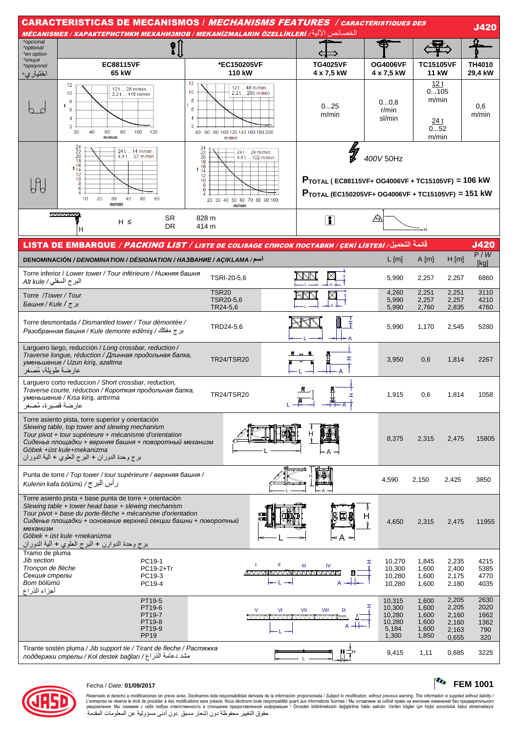# CARACTERISTICAS DE MECANISMOS / *MECHANISMS FEATURES* / CARACTÉRISTIQUES DES MÉCANISMES / ХАРАКТЕРИСТИКИ МЕХАНИЗМОВ / MEKANİZMALARIN ÖZELLİKLERİ / الخصائص الآلية

**J420**

| *opcional *optional *en option *опция *opsiyonel اختياري* | EC88115VF 65 kW | *EC150205VF 110 kW | TG4025VF 4 x 7,5 kW | OG4006VF 4 x 7,5 kW | TC15105VF 11 kW | TH4010 29,4 kW |
|---|---|---|---|---|---|---|
| | 12 t ... 28 m/min. 2,2 t ... 115 m/min | 12 t ... 48 m/min. 2,2 t ... 205 m/min. | 0...25 m/min | 0...0,8 r/min sl/min | 12 t 0...105 m/min 24 t 0...52 m/min | 0,6 m/min |
| | 24 t ... 14 m/min. 4,4 t ... 57 m/min | 24 t ... 24 m/min. 4,4 t ... 102 m/min. | 400V 50Hz | | | |

$P_{TOTAL}$ (EC88115VF+ OG4006VF + TC15105VF) = 106 kW

$P_{TOTAL}$ (EC150205VF+ OG4006VF + TC15105VF) = 151 kW

H ≤ SR 828 m; DR 414 m

# LISTA DE EMBARQUE / *PACKING LIST* / LISTE DE COLISAGE СПИСОК ПОСТАВКИ / ÇEKİ LİSTESİ / قائمة التحميل

**J420**

| DENOMINACIÓN / *DENOMINATION* / DÉSIGNATION / НАЗВАНИЕ / AÇIKLAMA / اسم | | L [m] | A [m] | H [m] | P / W [kg] |
|---|---|---|---|---|---|
| Torre inferior / *Lower tower* / *Tour inférieure* / *Нижняя башня* *Alt kule* / البرج السفلي | TSRI-20-5,6 | 5,990 | 2,257 | 2,257 | 6860 |
| Torre /*Tower* / *Tour* *Башня* / *Kule* / برج | TSR20 | 4,260 | 2,251 | 2,251 | 3110 |
| | TSR20-5,6 | 5,990 | 2,257 | 2,257 | 4210 |
| | TR24-5,6 | 5,990 | 2,760 | 2,835 | 4760 |
| Torre desmontada / *Dismantled tower* / *Tour démontée* / *Разобранная башня* / *Kule demonte edilmiş* / برج مفكك | TRD24-5,6 | 5,990 | 1,170 | 2,545 | 5280 |
| Larguero largo, reducción / *Long crossbar, reduction* / *Traverse longue, réduction* / *Длинная продольная балка, уменьшение* / *Uzun kiriş, azaltma* عارضة طويلة، مُصغر | TR24/TSR20 | 3,950 | 0,6 | 1,814 | 2267 |
| Larguero corto reduccion / *Short crossbar, reduction,* *Traverse courte, réduction* / *Короткая продольная балка, уменьшение* / *Kısa kiriş, arttırma* عارضة قصيرة، مُصغر | TR24/TSR20 | 1,915 | 0,6 | 1,814 | 1058 |
| Torre asiento pista, torre superior y orientación *Slewing table, top tower and slewing mechanism* *Tour pivot + tour supérieure + mécanisme d'orientation* *Сиденье площадки + верхняя башня + поворотный механизм* *Göbek +üst kule+mekanizma* برج وحدة الدوران + البرج العلوي + آلية الدوران | | 8,375 | 2,315 | 2,475 | 15805 |
| Punta de torre / *Top tower* / *tour supérieure* / *верхняя башня* / *Kulenin kafa bölümü* / رأس البرج | | 4,590 | 2,150 | 2,425 | 3850 |
| Torre asiento pista + base punta de torre + orientación *Slewing table + tower head base + slewing mechanism* *Tour pivot + base du porte-flèche + mécanisme d'orientation* *Сиденье площадки + основание верхней секции башни + поворотный механизм* *Göbek + üst kule +mekanizma* برج وحدة الدوران + البرج العلوي + آلية الدوران | | 4,650 | 2,315 | 2,475 | 11955 |
| Tramo de pluma *Jib section* *Tronçon de flèche* *Секция стрелы* *Bom bölümü* أجزاء الذراع | PC19-1 | 10,270 | 1,845 | 2,235 | 4215 |
| | PC19-2+Tr | 10,300 | 1,600 | 2,400 | 5385 |
| | PC19-3 | 10,280 | 1,600 | 2,175 | 4770 |
| | PC19-4 | 10,280 | 1,600 | 2,180 | 4035 |
| | PT19-5 | 10,315 | 1,600 | 2,205 | 2630 |
| | PT19-6 | 10,300 | 1,600 | 2,205 | 2020 |
| | PT19-7 | 10,280 | 1,600 | 2,160 | 1662 |
| | PT19-8 | 10,280 | 1,600 | 2,160 | 1362 |
| | PT19-9 | 5,184 | 1,600 | 2,163 | 790 |
| | PP19 | 1,300 | 1,850 | 0,655 | 320 |
| Tirante sostén pluma / *Jib support tie* / *Tirant de flèche* / *Растяжка поддержки стрелы* / *Kol destek bağları* / شدة دعامة الذراع | | 9,415 | 1,11 | 0,685 | 3225 |

Fecha / *Date:* **01/09/2017**

**FEM 1001**

Reservado el derecho a modificaciones sin previo aviso. Declinamos toda responsabilidad derivada de la información proporcionada / *Subject to modification, without previous warning. This information is supplied without liability* / L'entreprise se réserve le droit de procéder à des modifications sans préavis. Nous déclinons toute responsabilité quant aux informations fournies / Мы оставляем за собой право на внесение изменений без предварительного уведомления. Мы снимаем с себя любую ответственность в отношении предоставленной информации / Önceden bildirilmeksizin değiştirilme hakkı saklıdır. Verilen bilgiler için hiçbir sorumluluk kabul etmemekteyiz
حقوق التغيير محفوظة دون إشعار مسبق .دون أدنى مسؤولية عن المعلومات المقدمة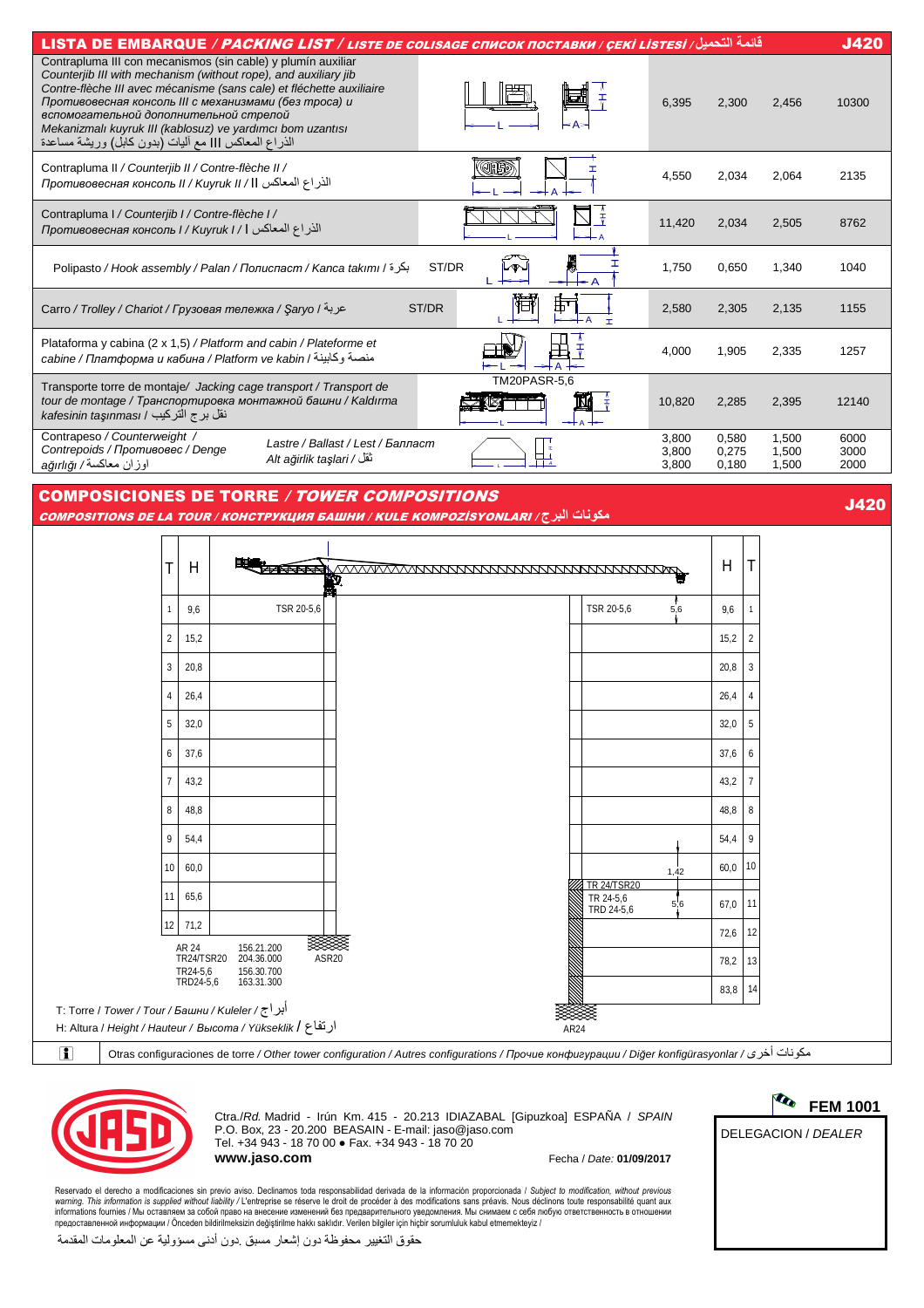## LISTA DE EMBARQUE / *PACKING LIST* / *LISTE DE COLISAGE* *СПИСОК ПОСТАВКИ* / *ÇEKİ LİSTESİ* / قائمة التحميل — J420

| | | | | | | |
|---|---|---|---|---|---|---|
| Contrapluma III con mecanismos (sin cable) y plumín auxiliar / *Counterjib III with mechanism (without rope), and auxiliary jib* / *Contre-flèche III avec mécanisme (sans cale) et fléchette auxiliaire* / *Противовесная консоль III с механизмами (без троса) и вспомогательной дополнительной стрелой* / *Mekanizmalı kuyruk III (kablosuz) ve yardımcı bom uzantısı* / الذراع المعاكس III مع آليات (بدون كابل) وريشة مساعدة | | | 6,395 | 2,300 | 2,456 | 10300 |
| Contrapluma II / *Counterjib II* / *Contre-flèche II* / *Противовесная консоль II* / *Kuyruk II* / الذراع المعاكس II | | | 4,550 | 2,034 | 2,064 | 2135 |
| Contrapluma I / *Counterjib I* / *Contre-flèche I* / *Противовесная консоль I* / *Kuyruk I* / الذراع المعاكس I | | | 11,420 | 2,034 | 2,505 | 8762 |
| Polipasto / *Hook assembly* / *Palan* / *Полиспаст* / *Kanca takımı* / بكرة | ST/DR | | 1,750 | 0,650 | 1,340 | 1040 |
| Carro / *Trolley* / *Chariot* / *Грузовая тележка* / *Şaryo* / عربة | ST/DR | | 2,580 | 2,305 | 2,135 | 1155 |
| Plataforma y cabina (2 x 1,5) / *Platform and cabin* / *Plateforme et cabine* / *Платформа и кабина* / *Platform ve kabin* / منصة وكابينة | | | 4,000 | 1,905 | 2,335 | 1257 |
| Transporte torre de montaje / *Jacking cage transport* / *Transport de tour de montage* / *Транспортировка монтажной башни* / *Kaldırma kafesinin taşınması* / نقل برج التركيب | TM20PASR-5,6 | | 10,820 | 2,285 | 2,395 | 12140 |
| Contrapeso / *Counterweight* / *Contrepoids* / *Противовес* / *Denge ağırlığı* / اوزان معاكسة | Lastre / *Ballast* / *Lest* / *Балласт* / *Alt ağirlik taşlari* / ثقل | | 3,800<br>3,800<br>3,800 | 0,580<br>0,275<br>0,180 | 1,500<br>1,500<br>1,500 | 6000<br>3000<br>2000 |

## COMPOSICIONES DE TORRE / *TOWER COMPOSITIONS* — J420

*COMPOSITIONS DE LA TOUR / КОНСТРУКЦИЯ БАШНИ / KULE KOMPOZİSYONLARI /* مكونات البرج

| T | H | | | H | T |
|---|---|---|---|---|---|
| 1 | 9,6 | TSR 20-5,6 | TSR 20-5,6 (5,6) | 9,6 | 1 |
| 2 | 15,2 | | | 15,2 | 2 |
| 3 | 20,8 | | | 20,8 | 3 |
| 4 | 26,4 | | | 26,4 | 4 |
| 5 | 32,0 | | | 32,0 | 5 |
| 6 | 37,6 | | | 37,6 | 6 |
| 7 | 43,2 | | | 43,2 | 7 |
| 8 | 48,8 | | | 48,8 | 8 |
| 9 | 54,4 | | | 54,4 | 9 |
| 10 | 60,0 | | 1,42 | 60,0 | 10 |
| 11 | 65,6 | | TR 24/TSR20; TR 24-5,6; TRD 24-5,6 (5,6) | 67,0 | 11 |
| 12 | 71,2 | | | 72,6 | 12 |
| | | | | 78,2 | 13 |
| | | | | 83,8 | 14 |

| | |
|---|---|
| AR 24 | 156.21.200 |
| TR24/TSR20 | 204.36.000 |
| TR24-5,6 | 156.30.700 |
| TRD24-5,6 | 163.31.300 |

ASR20

AR24

T: Torre / *Tower* / *Tour* / *Башни* / *Kuleler* / أبراج

H: Altura / *Height* / *Hauteur* / *Высота* / *Yükseklik* / ارتفاع

Otras configuraciones de torre / *Other tower configuration* / *Autres configurations* / *Прочие конфигурации* / *Diğer konfigürasyonlar* / مكونات أخرى

Ctra./*Rd.* Madrid - Irún Km. 415 - 20.213 IDIAZABAL [Gipuzkoa] ESPAÑA / *SPAIN*
P.O. Box, 23 - 20.200 BEASAIN - E-mail: jaso@jaso.com
Tel. +34 943 - 18 70 00 • Fax. +34 943 - 18 70 20
**www.jaso.com**

Fecha / *Date:* **01/09/2017**

**FEM 1001**

DELEGACION / *DEALER*

Reservado el derecho a modificaciones sin previo aviso. Declinamos toda responsabilidad derivada de la información proporcionada / *Subject to modification, without previous warning. This information is supplied without liability* / L'entreprise se réserve le droit de procéder à des modifications sans préavis. Nous déclinons toute responsabilité quant aux informations fournies / Мы оставляем за собой право на внесение изменений без предварительного уведомления. Мы снимаем с себя любую ответственность в отношении предоставленной информации / Önceden bildirilmeksizin değiştirilme hakkı saklıdır. Verilen bilgiler için hiçbir sorumluluk kabul etmemekteyiz /

حقوق التغيير محفوظة دون إشعار مسبق .دون أدنى مسؤولية عن المعلومات المقدمة